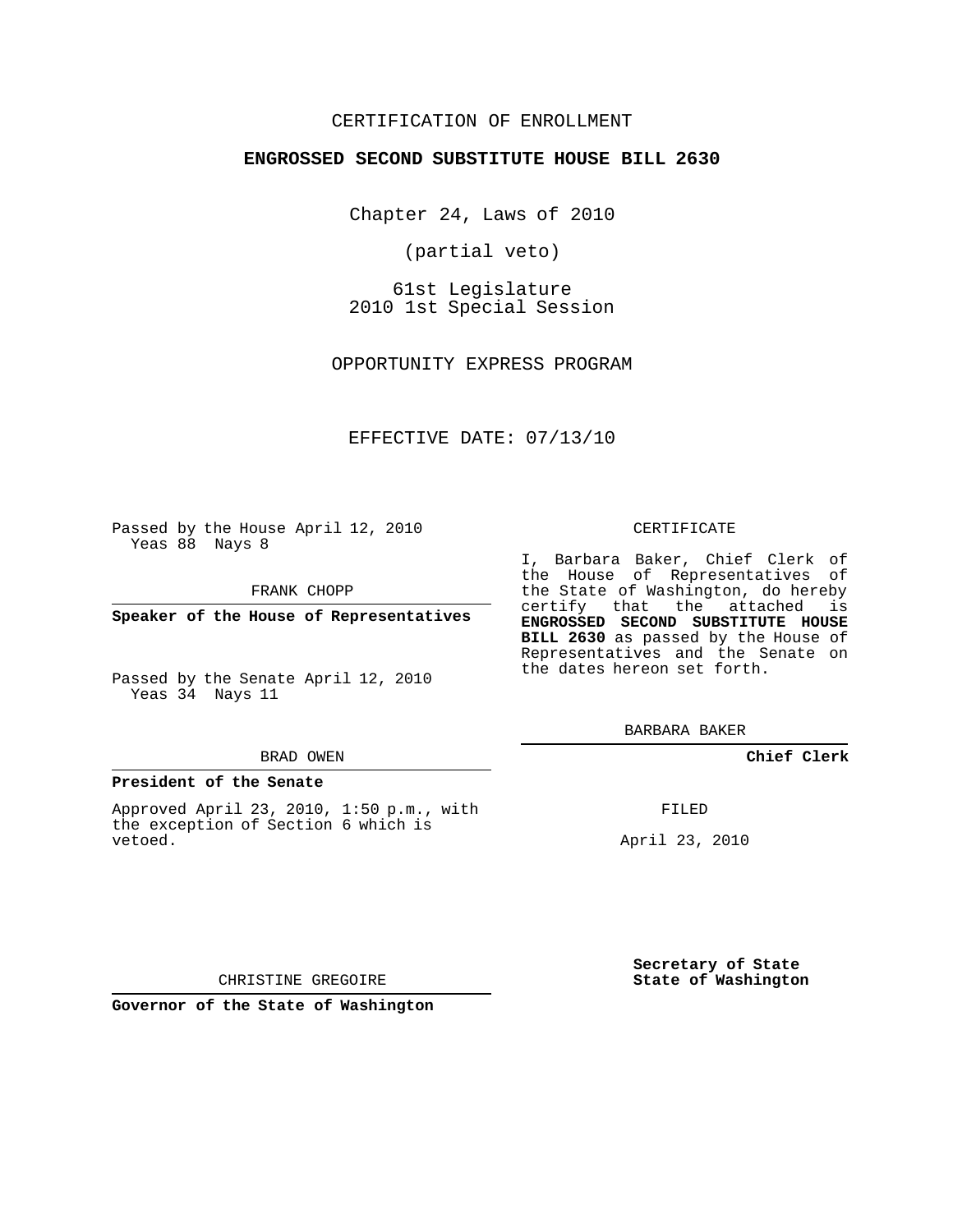CERTIFICATION OF ENROLLMENT

**ENGROSSED SECOND SUBSTITUTE HOUSE BILL 2630**

Chapter 24, Laws of 2010

(partial veto)

61st Legislature
2010 1st Special Session

OPPORTUNITY EXPRESS PROGRAM

EFFECTIVE DATE: 07/13/10

Passed by the House April 12, 2010
Yeas 88 Nays 8

FRANK CHOPP

**Speaker of the House of Representatives**

Passed by the Senate April 12, 2010
Yeas 34 Nays 11

BRAD OWEN

**President of the Senate**

Approved April 23, 2010, 1:50 p.m., with the exception of Section 6 which is vetoed.

CHRISTINE GREGOIRE

**Governor of the State of Washington**

CERTIFICATE

I, Barbara Baker, Chief Clerk of the House of Representatives of the State of Washington, do hereby certify that the attached is **ENGROSSED SECOND SUBSTITUTE HOUSE BILL 2630** as passed by the House of Representatives and the Senate on the dates hereon set forth.

BARBARA BAKER

**Chief Clerk**

FILED

April 23, 2010

**Secretary of State**
**State of Washington**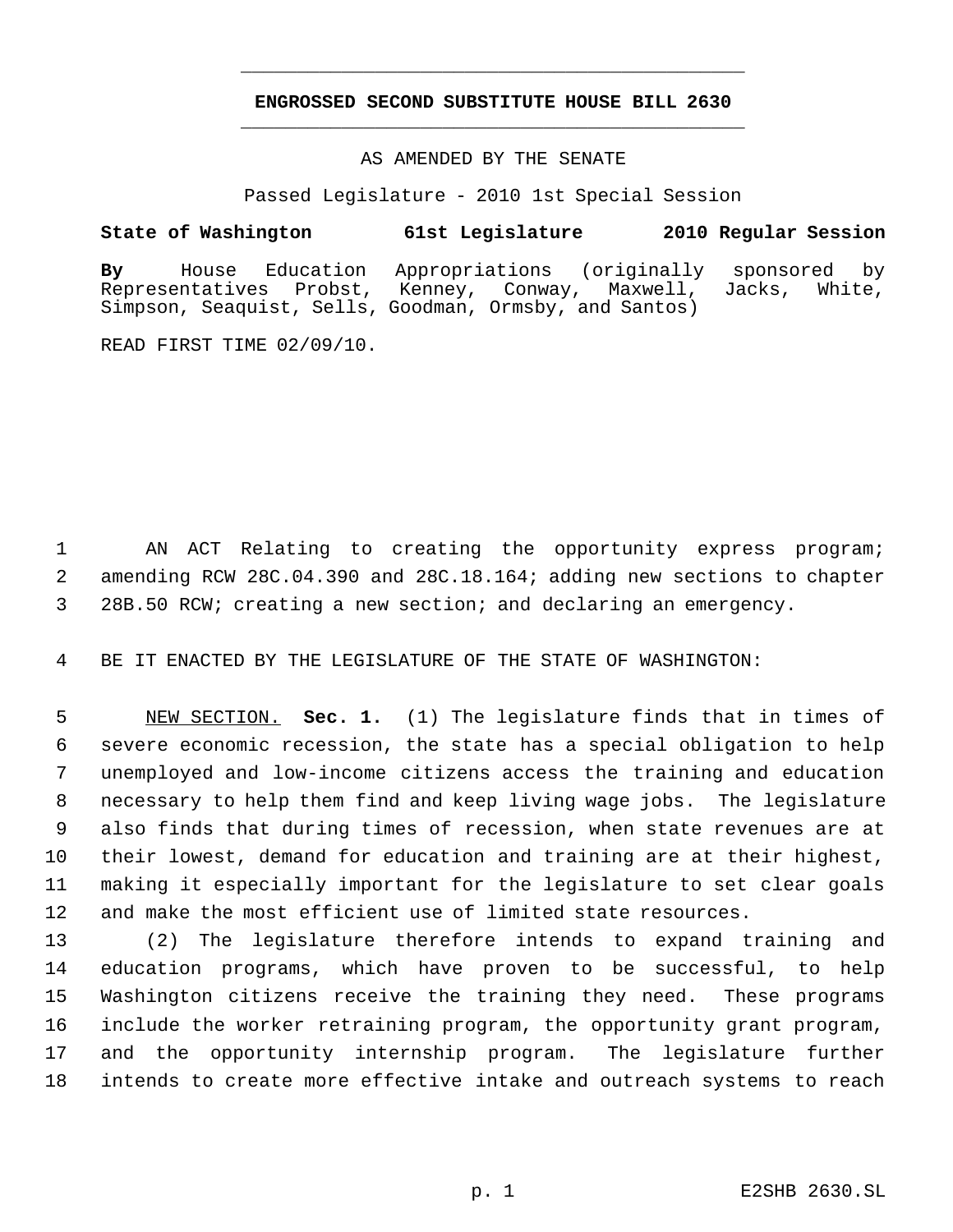**ENGROSSED SECOND SUBSTITUTE HOUSE BILL 2630**

AS AMENDED BY THE SENATE

Passed Legislature - 2010 1st Special Session

**State of Washington 61st Legislature 2010 Regular Session**

**By** House Education Appropriations (originally sponsored by Representatives Probst, Kenney, Conway, Maxwell, Jacks, White, Simpson, Seaquist, Sells, Goodman, Ormsby, and Santos)

READ FIRST TIME 02/09/10.

AN ACT Relating to creating the opportunity express program; amending RCW 28C.04.390 and 28C.18.164; adding new sections to chapter 28B.50 RCW; creating a new section; and declaring an emergency.

BE IT ENACTED BY THE LEGISLATURE OF THE STATE OF WASHINGTON:

NEW SECTION. **Sec. 1.** (1) The legislature finds that in times of severe economic recession, the state has a special obligation to help unemployed and low-income citizens access the training and education necessary to help them find and keep living wage jobs. The legislature also finds that during times of recession, when state revenues are at their lowest, demand for education and training are at their highest, making it especially important for the legislature to set clear goals and make the most efficient use of limited state resources.

(2) The legislature therefore intends to expand training and education programs, which have proven to be successful, to help Washington citizens receive the training they need. These programs include the worker retraining program, the opportunity grant program, and the opportunity internship program. The legislature further intends to create more effective intake and outreach systems to reach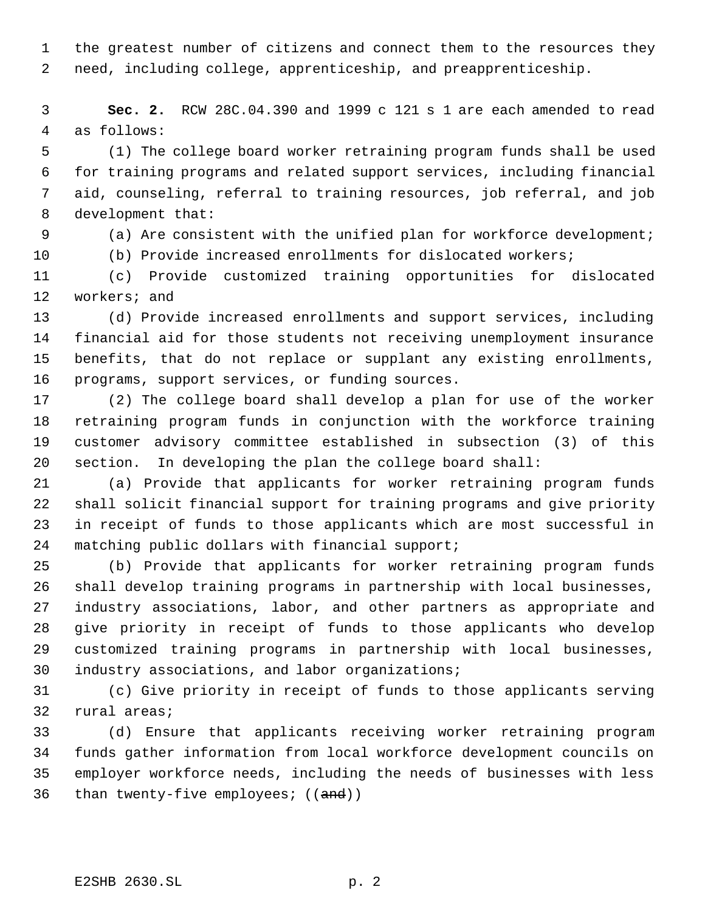the greatest number of citizens and connect them to the resources they need, including college, apprenticeship, and preapprenticeship.

**Sec. 2.** RCW 28C.04.390 and 1999 c 121 s 1 are each amended to read as follows:

(1) The college board worker retraining program funds shall be used for training programs and related support services, including financial aid, counseling, referral to training resources, job referral, and job development that:

(a) Are consistent with the unified plan for workforce development;

(b) Provide increased enrollments for dislocated workers;

(c) Provide customized training opportunities for dislocated workers; and

(d) Provide increased enrollments and support services, including financial aid for those students not receiving unemployment insurance benefits, that do not replace or supplant any existing enrollments, programs, support services, or funding sources.

(2) The college board shall develop a plan for use of the worker retraining program funds in conjunction with the workforce training customer advisory committee established in subsection (3) of this section. In developing the plan the college board shall:

(a) Provide that applicants for worker retraining program funds shall solicit financial support for training programs and give priority in receipt of funds to those applicants which are most successful in matching public dollars with financial support;

(b) Provide that applicants for worker retraining program funds shall develop training programs in partnership with local businesses, industry associations, labor, and other partners as appropriate and give priority in receipt of funds to those applicants who develop customized training programs in partnership with local businesses, industry associations, and labor organizations;

(c) Give priority in receipt of funds to those applicants serving rural areas;

(d) Ensure that applicants receiving worker retraining program funds gather information from local workforce development councils on employer workforce needs, including the needs of businesses with less than twenty-five employees; ((~~and~~))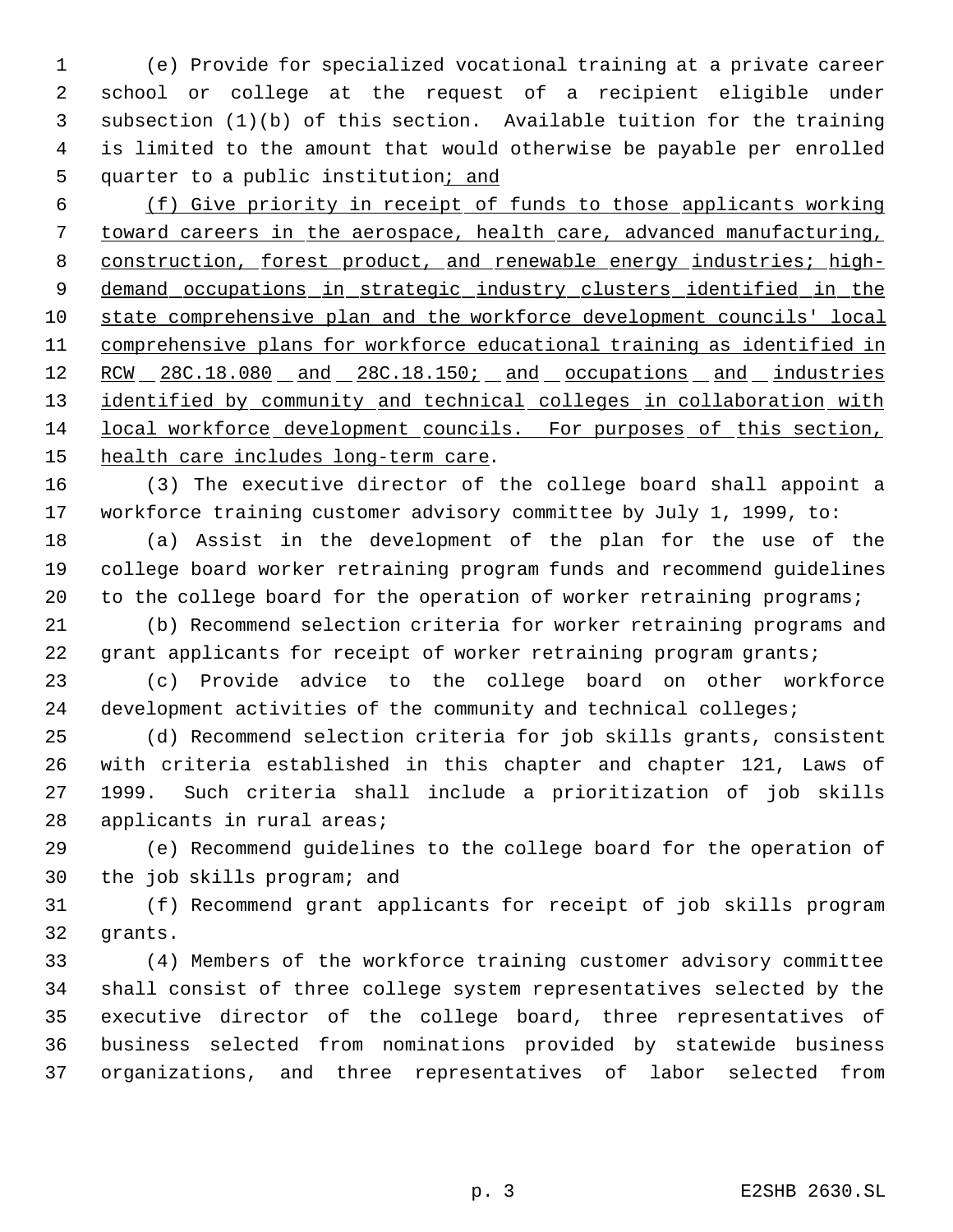(e) Provide for specialized vocational training at a private career school or college at the request of a recipient eligible under subsection (1)(b) of this section. Available tuition for the training is limited to the amount that would otherwise be payable per enrolled quarter to a public institution; and

(f) Give priority in receipt of funds to those applicants working toward careers in the aerospace, health care, advanced manufacturing, construction, forest product, and renewable energy industries; high-demand occupations in strategic industry clusters identified in the state comprehensive plan and the workforce development councils' local comprehensive plans for workforce educational training as identified in RCW 28C.18.080 and 28C.18.150; and occupations and industries identified by community and technical colleges in collaboration with local workforce development councils. For purposes of this section, health care includes long-term care.

(3) The executive director of the college board shall appoint a workforce training customer advisory committee by July 1, 1999, to:

(a) Assist in the development of the plan for the use of the college board worker retraining program funds and recommend guidelines to the college board for the operation of worker retraining programs;

(b) Recommend selection criteria for worker retraining programs and grant applicants for receipt of worker retraining program grants;

(c) Provide advice to the college board on other workforce development activities of the community and technical colleges;

(d) Recommend selection criteria for job skills grants, consistent with criteria established in this chapter and chapter 121, Laws of 1999. Such criteria shall include a prioritization of job skills applicants in rural areas;

(e) Recommend guidelines to the college board for the operation of the job skills program; and

(f) Recommend grant applicants for receipt of job skills program grants.

(4) Members of the workforce training customer advisory committee shall consist of three college system representatives selected by the executive director of the college board, three representatives of business selected from nominations provided by statewide business organizations, and three representatives of labor selected from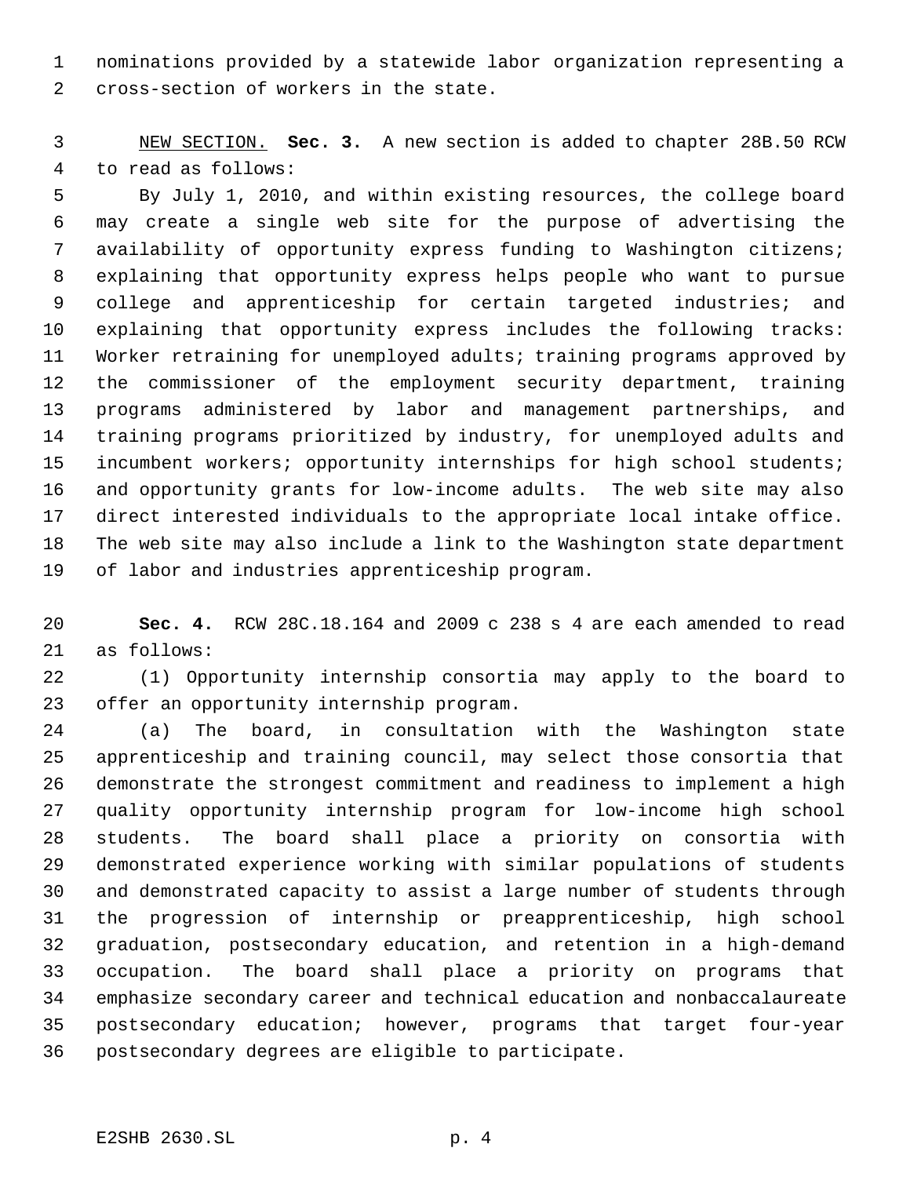nominations provided by a statewide labor organization representing a cross-section of workers in the state.

NEW SECTION. **Sec. 3.** A new section is added to chapter 28B.50 RCW to read as follows:

By July 1, 2010, and within existing resources, the college board may create a single web site for the purpose of advertising the availability of opportunity express funding to Washington citizens; explaining that opportunity express helps people who want to pursue college and apprenticeship for certain targeted industries; and explaining that opportunity express includes the following tracks: Worker retraining for unemployed adults; training programs approved by the commissioner of the employment security department, training programs administered by labor and management partnerships, and training programs prioritized by industry, for unemployed adults and incumbent workers; opportunity internships for high school students; and opportunity grants for low-income adults. The web site may also direct interested individuals to the appropriate local intake office. The web site may also include a link to the Washington state department of labor and industries apprenticeship program.

**Sec. 4.** RCW 28C.18.164 and 2009 c 238 s 4 are each amended to read as follows:

(1) Opportunity internship consortia may apply to the board to offer an opportunity internship program.

(a) The board, in consultation with the Washington state apprenticeship and training council, may select those consortia that demonstrate the strongest commitment and readiness to implement a high quality opportunity internship program for low-income high school students. The board shall place a priority on consortia with demonstrated experience working with similar populations of students and demonstrated capacity to assist a large number of students through the progression of internship or preapprenticeship, high school graduation, postsecondary education, and retention in a high-demand occupation. The board shall place a priority on programs that emphasize secondary career and technical education and nonbaccalaureate postsecondary education; however, programs that target four-year postsecondary degrees are eligible to participate.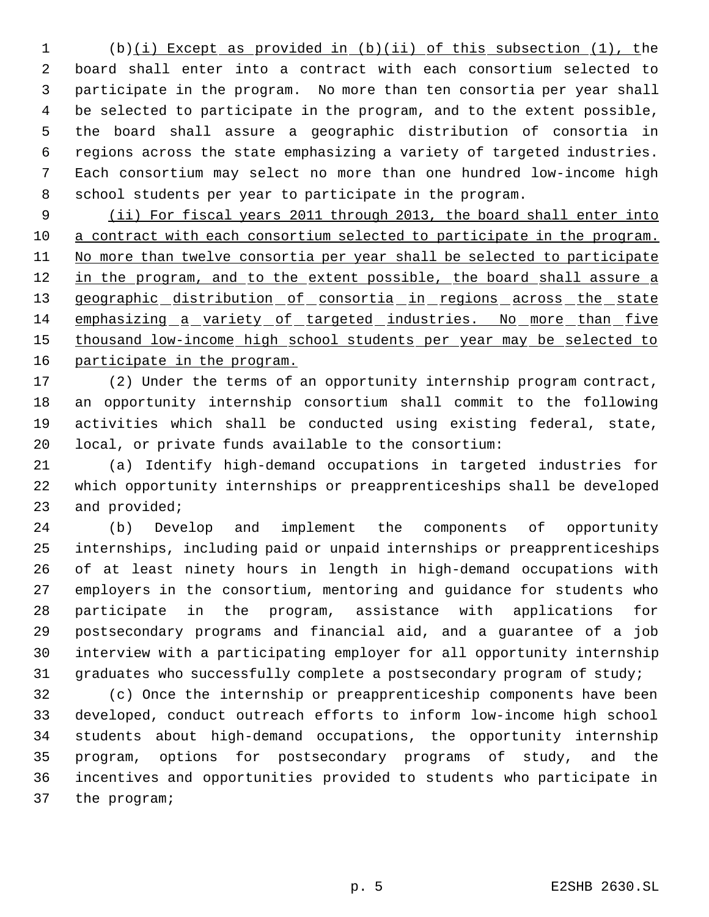(b)<u>(i) Except as provided in (b)(ii) of this subsection (1), t</u>he board shall enter into a contract with each consortium selected to participate in the program. No more than ten consortia per year shall be selected to participate in the program, and to the extent possible, the board shall assure a geographic distribution of consortia in regions across the state emphasizing a variety of targeted industries. Each consortium may select no more than one hundred low-income high school students per year to participate in the program.

<u>(ii) For fiscal years 2011 through 2013, the board shall enter into a contract with each consortium selected to participate in the program. No more than twelve consortia per year shall be selected to participate in the program, and to the extent possible, the board shall assure a geographic distribution of consortia in regions across the state emphasizing a variety of targeted industries. No more than five thousand low-income high school students per year may be selected to participate in the program.</u>

(2) Under the terms of an opportunity internship program contract, an opportunity internship consortium shall commit to the following activities which shall be conducted using existing federal, state, local, or private funds available to the consortium:

(a) Identify high-demand occupations in targeted industries for which opportunity internships or preapprenticeships shall be developed and provided;

(b) Develop and implement the components of opportunity internships, including paid or unpaid internships or preapprenticeships of at least ninety hours in length in high-demand occupations with employers in the consortium, mentoring and guidance for students who participate in the program, assistance with applications for postsecondary programs and financial aid, and a guarantee of a job interview with a participating employer for all opportunity internship graduates who successfully complete a postsecondary program of study;

(c) Once the internship or preapprenticeship components have been developed, conduct outreach efforts to inform low-income high school students about high-demand occupations, the opportunity internship program, options for postsecondary programs of study, and the incentives and opportunities provided to students who participate in the program;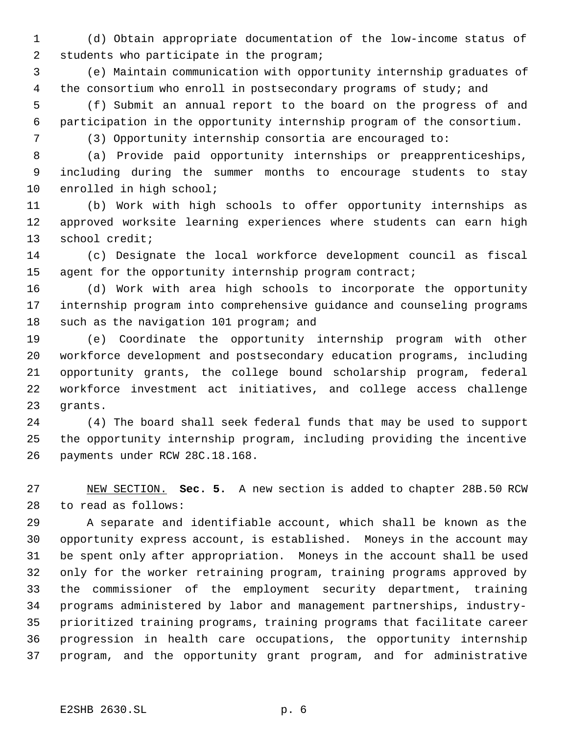(d) Obtain appropriate documentation of the low-income status of students who participate in the program;

(e) Maintain communication with opportunity internship graduates of the consortium who enroll in postsecondary programs of study; and

(f) Submit an annual report to the board on the progress of and participation in the opportunity internship program of the consortium.

(3) Opportunity internship consortia are encouraged to:

(a) Provide paid opportunity internships or preapprenticeships, including during the summer months to encourage students to stay enrolled in high school;

(b) Work with high schools to offer opportunity internships as approved worksite learning experiences where students can earn high school credit;

(c) Designate the local workforce development council as fiscal agent for the opportunity internship program contract;

(d) Work with area high schools to incorporate the opportunity internship program into comprehensive guidance and counseling programs such as the navigation 101 program; and

(e) Coordinate the opportunity internship program with other workforce development and postsecondary education programs, including opportunity grants, the college bound scholarship program, federal workforce investment act initiatives, and college access challenge grants.

(4) The board shall seek federal funds that may be used to support the opportunity internship program, including providing the incentive payments under RCW 28C.18.168.

NEW SECTION. **Sec. 5.** A new section is added to chapter 28B.50 RCW to read as follows:

A separate and identifiable account, which shall be known as the opportunity express account, is established. Moneys in the account may be spent only after appropriation. Moneys in the account shall be used only for the worker retraining program, training programs approved by the commissioner of the employment security department, training programs administered by labor and management partnerships, industry-prioritized training programs, training programs that facilitate career progression in health care occupations, the opportunity internship program, and the opportunity grant program, and for administrative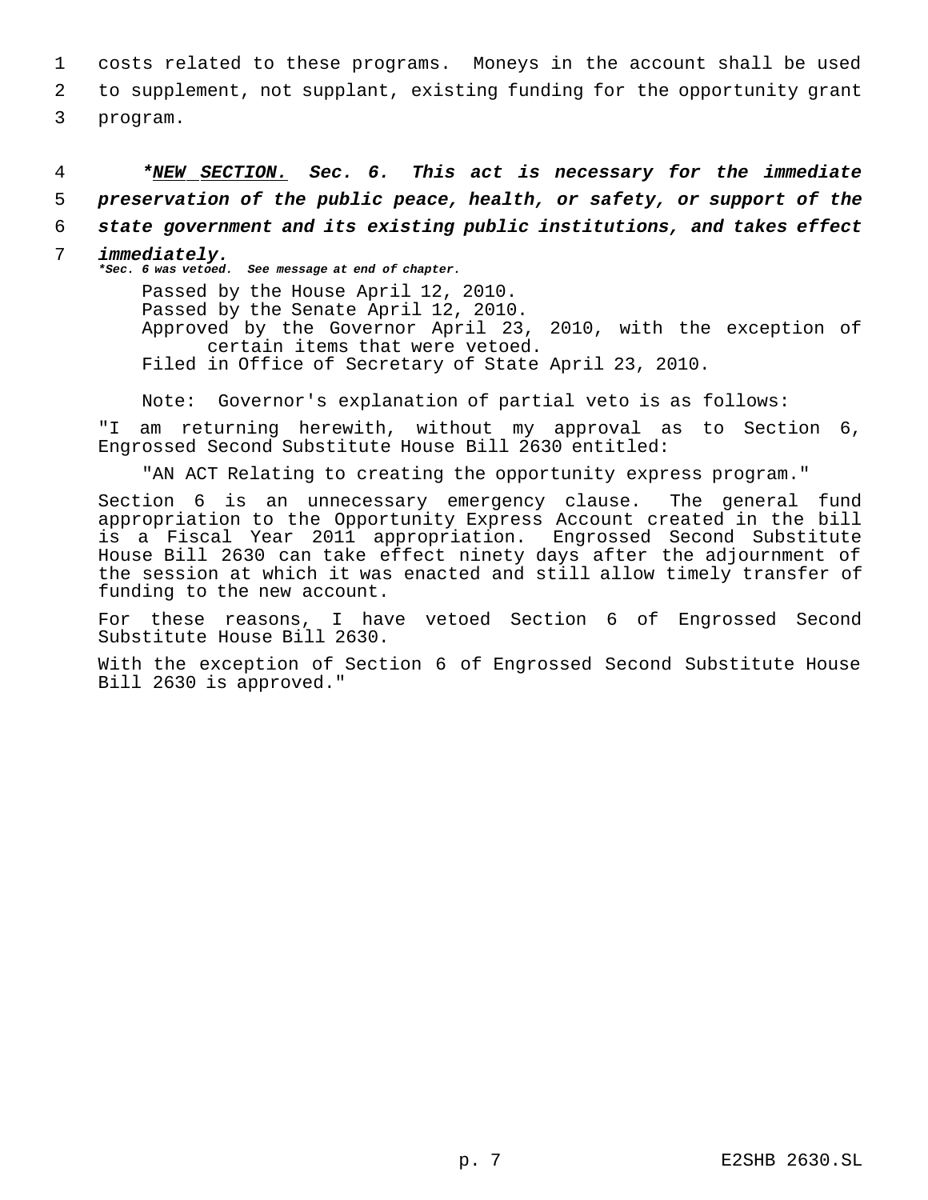costs related to these programs. Moneys in the account shall be used to supplement, not supplant, existing funding for the opportunity grant program.

***NEW SECTION. Sec. 6. This act is necessary for the immediate preservation of the public peace, health, or safety, or support of the state government and its existing public institutions, and takes effect immediately.**

****Sec. 6 was vetoed. See message at end of chapter.***

Passed by the House April 12, 2010.
Passed by the Senate April 12, 2010.
Approved by the Governor April 23, 2010, with the exception of certain items that were vetoed.
Filed in Office of Secretary of State April 23, 2010.

Note: Governor's explanation of partial veto is as follows:

"I am returning herewith, without my approval as to Section 6, Engrossed Second Substitute House Bill 2630 entitled:

"AN ACT Relating to creating the opportunity express program."

Section 6 is an unnecessary emergency clause. The general fund appropriation to the Opportunity Express Account created in the bill is a Fiscal Year 2011 appropriation. Engrossed Second Substitute House Bill 2630 can take effect ninety days after the adjournment of the session at which it was enacted and still allow timely transfer of funding to the new account.

For these reasons, I have vetoed Section 6 of Engrossed Second Substitute House Bill 2630.

With the exception of Section 6 of Engrossed Second Substitute House Bill 2630 is approved."